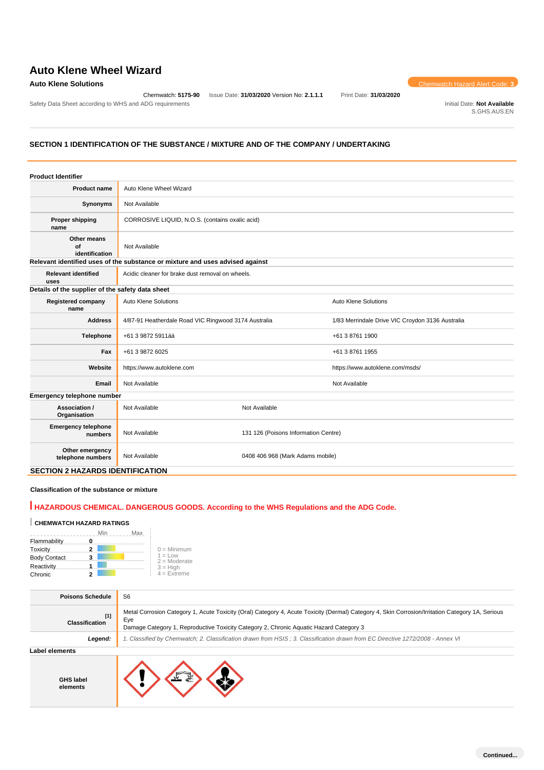# Auto Klene Wheel Wizard

**Auto Klene Solutions**

Chemwatch Hazard Alert Code: **3**

Chemwatch: **5175-90** Issue Date: **31/03/2020** Version No: **2.1.1.1** Print Date: **31/03/2020**

Safety Data Sheet according to WHS and ADG requirements

Initial Date: **Not Available**
S.GHS.AUS.EN

## SECTION 1 IDENTIFICATION OF THE SUBSTANCE / MIXTURE AND OF THE COMPANY / UNDERTAKING

### Product Identifier

| | |
|---|---|
| **Product name** | Auto Klene Wheel Wizard |
| **Synonyms** | Not Available |
| **Proper shipping name** | CORROSIVE LIQUID, N.O.S. (contains oxalic acid) |
| **Other means of identification** | Not Available |

### Relevant identified uses of the substance or mixture and uses advised against

| | |
|---|---|
| **Relevant identified uses** | Acidic cleaner for brake dust removal on wheels. |

### Details of the supplier of the safety data sheet

| | | |
|---|---|---|
| **Registered company name** | Auto Klene Solutions | Auto Klene Solutions |
| **Address** | 4/87-91 Heatherdale Road VIC Ringwood 3174 Australia | 1/83 Merrindale Drive VIC Croydon 3136 Australia |
| **Telephone** | +61 3 9872 5911áá | +61 3 8761 1900 |
| **Fax** | +61 3 9872 6025 | +61 3 8761 1955 |
| **Website** | https://www.autoklene.com | https://www.autoklene.com/msds/ |
| **Email** | Not Available | Not Available |

### Emergency telephone number

| | | |
|---|---|---|
| **Association / Organisation** | Not Available | Not Available |
| **Emergency telephone numbers** | Not Available | 131 126 (Poisons Information Centre) |
| **Other emergency telephone numbers** | Not Available | 0408 406 968 (Mark Adams mobile) |

## SECTION 2 HAZARDS IDENTIFICATION

### Classification of the substance or mixture

**HAZARDOUS CHEMICAL. DANGEROUS GOODS. According to the WHS Regulations and the ADG Code.**

**CHEMWATCH HAZARD RATINGS**

| | Rating |
|---|---|
| Flammability | 0 |
| Toxicity | 2 |
| Body Contact | 3 |
| Reactivity | 1 |
| Chronic | 2 |

0 = Minimum
1 = Low
2 = Moderate
3 = High
4 = Extreme

| | |
|---|---|
| **Poisons Schedule** | S6 |
| **Classification** [1] | Metal Corrosion Category 1, Acute Toxicity (Oral) Category 4, Acute Toxicity (Dermal) Category 4, Skin Corrosion/Irritation Category 1A, Serious Eye Damage Category 1, Reproductive Toxicity Category 2, Chronic Aquatic Hazard Category 3 |
| ***Legend:*** | *1. Classified by Chemwatch; 2. Classification drawn from HSIS ; 3. Classification drawn from EC Directive 1272/2008 - Annex VI* |

### Label elements

| | |
|---|---|
| **GHS label elements** | |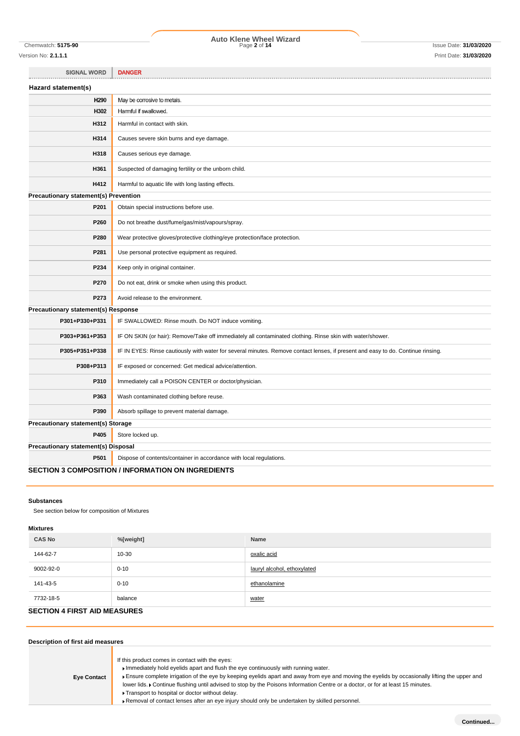| SIGNAL WORD | DANGER |
|---|---|

**Hazard statement(s)**

| | |
|---|---|
| H290 | May be corrosive to metals. |
| H302 | Harmful if swallowed. |
| H312 | Harmful in contact with skin. |
| H314 | Causes severe skin burns and eye damage. |
| H318 | Causes serious eye damage. |
| H361 | Suspected of damaging fertility or the unborn child. |
| H412 | Harmful to aquatic life with long lasting effects. |

**Precautionary statement(s) Prevention**

| | |
|---|---|
| P201 | Obtain special instructions before use. |
| P260 | Do not breathe dust/fume/gas/mist/vapours/spray. |
| P280 | Wear protective gloves/protective clothing/eye protection/face protection. |
| P281 | Use personal protective equipment as required. |
| P234 | Keep only in original container. |
| P270 | Do not eat, drink or smoke when using this product. |
| P273 | Avoid release to the environment. |

**Precautionary statement(s) Response**

| | |
|---|---|
| P301+P330+P331 | IF SWALLOWED: Rinse mouth. Do NOT induce vomiting. |
| P303+P361+P353 | IF ON SKIN (or hair): Remove/Take off immediately all contaminated clothing. Rinse skin with water/shower. |
| P305+P351+P338 | IF IN EYES: Rinse cautiously with water for several minutes. Remove contact lenses, if present and easy to do. Continue rinsing. |
| P308+P313 | IF exposed or concerned: Get medical advice/attention. |
| P310 | Immediately call a POISON CENTER or doctor/physician. |
| P363 | Wash contaminated clothing before reuse. |
| P390 | Absorb spillage to prevent material damage. |

**Precautionary statement(s) Storage**

| | |
|---|---|
| P405 | Store locked up. |

**Precautionary statement(s) Disposal**

| | |
|---|---|
| P501 | Dispose of contents/container in accordance with local regulations. |

## SECTION 3 COMPOSITION / INFORMATION ON INGREDIENTS

### Substances

See section below for composition of Mixtures

### Mixtures

| CAS No | %[weight] | Name |
|---|---|---|
| 144-62-7 | 10-30 | oxalic acid |
| 9002-92-0 | 0-10 | lauryl alcohol, ethoxylated |
| 141-43-5 | 0-10 | ethanolamine |
| 7732-18-5 | balance | water |

## SECTION 4 FIRST AID MEASURES

### Description of first aid measures

| | |
|---|---|
| Eye Contact | If this product comes in contact with the eyes:<br>▸ Immediately hold eyelids apart and flush the eye continuously with running water.<br>▸ Ensure complete irrigation of the eye by keeping eyelids apart and away from eye and moving the eyelids by occasionally lifting the upper and lower lids. ▸ Continue flushing until advised to stop by the Poisons Information Centre or a doctor, or for at least 15 minutes.<br>▸ Transport to hospital or doctor without delay.<br>▸ Removal of contact lenses after an eye injury should only be undertaken by skilled personnel. |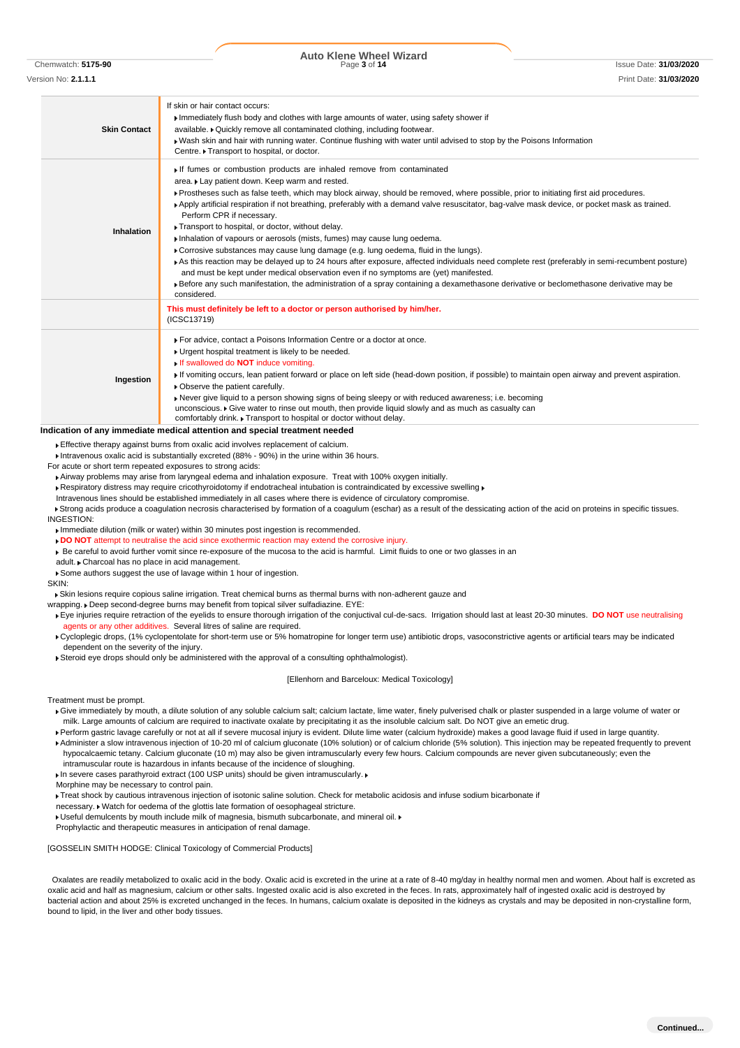| | |
|---|---|
| **Skin Contact** | If skin or hair contact occurs:<br>▸ Immediately flush body and clothes with large amounts of water, using safety shower if available. ▸ Quickly remove all contaminated clothing, including footwear.<br>▸ Wash skin and hair with running water. Continue flushing with water until advised to stop by the Poisons Information Centre. ▸ Transport to hospital, or doctor. |
| **Inhalation** | ▸ If fumes or combustion products are inhaled remove from contaminated area. ▸ Lay patient down. Keep warm and rested.<br>▸ Prostheses such as false teeth, which may block airway, should be removed, where possible, prior to initiating first aid procedures.<br>▸ Apply artificial respiration if not breathing, preferably with a demand valve resuscitator, bag-valve mask device, or pocket mask as trained. Perform CPR if necessary.<br>▸ Transport to hospital, or doctor, without delay.<br>▸ Inhalation of vapours or aerosols (mists, fumes) may cause lung oedema.<br>▸ Corrosive substances may cause lung damage (e.g. lung oedema, fluid in the lungs).<br>▸ As this reaction may be delayed up to 24 hours after exposure, affected individuals need complete rest (preferably in semi-recumbent posture) and must be kept under medical observation even if no symptoms are (yet) manifested.<br>▸ Before any such manifestation, the administration of a spray containing a dexamethasone derivative or beclomethasone derivative may be considered. |
| | **This must definitely be left to a doctor or person authorised by him/her.**<br>(ICSC13719) |
| **Ingestion** | ▸ For advice, contact a Poisons Information Centre or a doctor at once.<br>▸ Urgent hospital treatment is likely to be needed.<br>▸ If swallowed do **NOT** induce vomiting.<br>▸ If vomiting occurs, lean patient forward or place on left side (head-down position, if possible) to maintain open airway and prevent aspiration.<br>▸ Observe the patient carefully.<br>▸ Never give liquid to a person showing signs of being sleepy or with reduced awareness; i.e. becoming unconscious. ▸ Give water to rinse out mouth, then provide liquid slowly and as much as casualty can comfortably drink. ▸ Transport to hospital or doctor without delay. |

**Indication of any immediate medical attention and special treatment needed**

- Effective therapy against burns from oxalic acid involves replacement of calcium.
- Intravenous oxalic acid is substantially excreted (88% - 90%) in the urine within 36 hours.

For acute or short term repeated exposures to strong acids:

- Airway problems may arise from laryngeal edema and inhalation exposure. Treat with 100% oxygen initially.
- Respiratory distress may require cricothyroidotomy if endotracheal intubation is contraindicated by excessive swelling ▸ Intravenous lines should be established immediately in all cases where there is evidence of circulatory compromise.
- Strong acids produce a coagulation necrosis characterised by formation of a coagulum (eschar) as a result of the dessicating action of the acid on proteins in specific tissues.

INGESTION:

- Immediate dilution (milk or water) within 30 minutes post ingestion is recommended.
- **DO NOT** attempt to neutralise the acid since exothermic reaction may extend the corrosive injury.
- Be careful to avoid further vomit since re-exposure of the mucosa to the acid is harmful. Limit fluids to one or two glasses in an adult. ▸ Charcoal has no place in acid management.
- Some authors suggest the use of lavage within 1 hour of ingestion.

SKIN:

- Skin lesions require copious saline irrigation. Treat chemical burns as thermal burns with non-adherent gauze and wrapping. ▸ Deep second-degree burns may benefit from topical silver sulfadiazine. EYE:
- Eye injuries require retraction of the eyelids to ensure thorough irrigation of the conjuctival cul-de-sacs. Irrigation should last at least 20-30 minutes. **DO NOT** use neutralising agents or any other additives. Several litres of saline are required.
- Cycloplegic drops, (1% cyclopentolate for short-term use or 5% homatropine for longer term use) antibiotic drops, vasoconstrictive agents or artificial tears may be indicated dependent on the severity of the injury.
- Steroid eye drops should only be administered with the approval of a consulting ophthalmologist).

[Ellenhorn and Barceloux: Medical Toxicology]

Treatment must be prompt.

- Give immediately by mouth, a dilute solution of any soluble calcium salt; calcium lactate, lime water, finely pulverised chalk or plaster suspended in a large volume of water or milk. Large amounts of calcium are required to inactivate oxalate by precipitating it as the insoluble calcium salt. Do NOT give an emetic drug.
- Perform gastric lavage carefully or not at all if severe mucosal injury is evident. Dilute lime water (calcium hydroxide) makes a good lavage fluid if used in large quantity.
- Administer a slow intravenous injection of 10-20 ml of calcium gluconate (10% solution) or of calcium chloride (5% solution). This injection may be repeated frequently to prevent hypocalcaemic tetany. Calcium gluconate (10 ml) may also be given intramuscularly every few hours. Calcium compounds are never given subcutaneously; even the intramuscular route is hazardous in infants because of the incidence of sloughing.
- In severe cases parathyroid extract (100 USP units) should be given intramuscularly. ▸ Morphine may be necessary to control pain.
- Treat shock by cautious intravenous injection of isotonic saline solution. Check for metabolic acidosis and infuse sodium bicarbonate if necessary. ▸ Watch for oedema of the glottis late formation of oesophageal stricture.
- Useful demulcents by mouth include milk of magnesia, bismuth subcarbonate, and mineral oil. ▸ Prophylactic and therapeutic measures in anticipation of renal damage.

[GOSSELIN SMITH HODGE: Clinical Toxicology of Commercial Products]

Oxalates are readily metabolized to oxalic acid in the body. Oxalic acid is excreted in the urine at a rate of 8-40 mg/day in healthy normal men and women. About half is excreted as oxalic acid and half as magnesium, calcium or other salts. Ingested oxalic acid is also excreted in the feces. In rats, approximately half of ingested oxalic acid is destroyed by bacterial action and about 25% is excreted unchanged in the feces. In humans, calcium oxalate is deposited in the kidneys as crystals and may be deposited in non-crystalline form, bound to lipid, in the liver and other body tissues.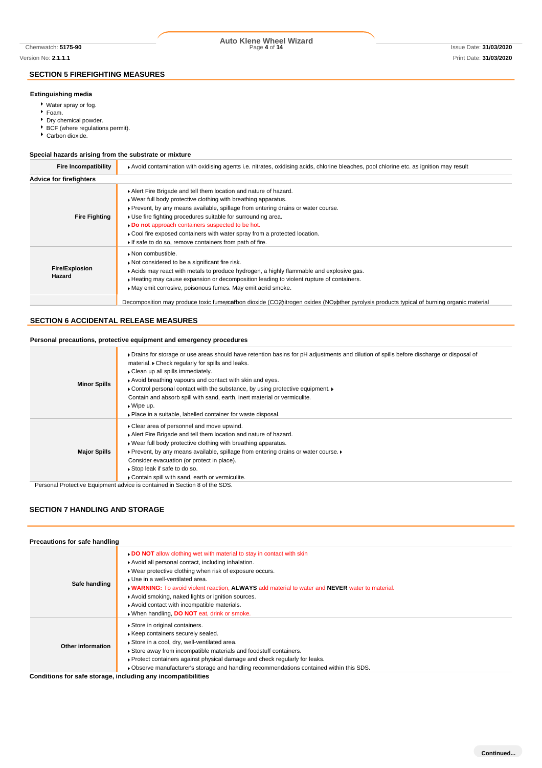## SECTION 5 FIREFIGHTING MEASURES

### Extinguishing media

- Water spray or fog.
- Foam.
- Dry chemical powder.
- BCF (where regulations permit).
- Carbon dioxide.

### Special hazards arising from the substrate or mixture

| | |
|---|---|
| **Fire Incompatibility** | Avoid contamination with oxidising agents i.e. nitrates, oxidising acids, chlorine bleaches, pool chlorine etc. as ignition may result |

### Advice for firefighters

| | |
|---|---|
| **Fire Fighting** | Alert Fire Brigade and tell them location and nature of hazard.<br>Wear full body protective clothing with breathing apparatus.<br>Prevent, by any means available, spillage from entering drains or water course.<br>Use fire fighting procedures suitable for surrounding area.<br>**Do not** approach containers suspected to be hot.<br>Cool fire exposed containers with water spray from a protected location.<br>If safe to do so, remove containers from path of fire. |
| **Fire/Explosion Hazard** | Non combustible.<br>Not considered to be a significant fire risk.<br>Acids may react with metals to produce hydrogen, a highly flammable and explosive gas.<br>Heating may cause expansion or decomposition leading to violent rupture of containers.<br>May emit corrosive, poisonous fumes. May emit acrid smoke. |
| | Decomposition may produce toxic fumes of: carbon dioxide ($CO_2$) nitrogen oxides ($NO_x$) other pyrolysis products typical of burning organic material |

## SECTION 6 ACCIDENTAL RELEASE MEASURES

### Personal precautions, protective equipment and emergency procedures

| | |
|---|---|
| **Minor Spills** | Drains for storage or use areas should have retention basins for pH adjustments and dilution of spills before discharge or disposal of material. Check regularly for spills and leaks.<br>Clean up all spills immediately.<br>Avoid breathing vapours and contact with skin and eyes.<br>Control personal contact with the substance, by using protective equipment.<br>Contain and absorb spill with sand, earth, inert material or vermiculite.<br>Wipe up.<br>Place in a suitable, labelled container for waste disposal. |
| **Major Spills** | Clear area of personnel and move upwind.<br>Alert Fire Brigade and tell them location and nature of hazard.<br>Wear full body protective clothing with breathing apparatus.<br>Prevent, by any means available, spillage from entering drains or water course.<br>Consider evacuation (or protect in place).<br>Stop leak if safe to do so.<br>Contain spill with sand, earth or vermiculite. |

Personal Protective Equipment advice is contained in Section 8 of the SDS.

## SECTION 7 HANDLING AND STORAGE

### Precautions for safe handling

| | |
|---|---|
| **Safe handling** | **DO NOT** allow clothing wet with material to stay in contact with skin<br>Avoid all personal contact, including inhalation.<br>Wear protective clothing when risk of exposure occurs.<br>Use in a well-ventilated area.<br>**WARNING:** To avoid violent reaction, **ALWAYS** add material to water and **NEVER** water to material.<br>Avoid smoking, naked lights or ignition sources.<br>Avoid contact with incompatible materials.<br>When handling, **DO NOT** eat, drink or smoke. |
| **Other information** | Store in original containers.<br>Keep containers securely sealed.<br>Store in a cool, dry, well-ventilated area.<br>Store away from incompatible materials and foodstuff containers.<br>Protect containers against physical damage and check regularly for leaks.<br>Observe manufacturer's storage and handling recommendations contained within this SDS. |

### Conditions for safe storage, including any incompatibilities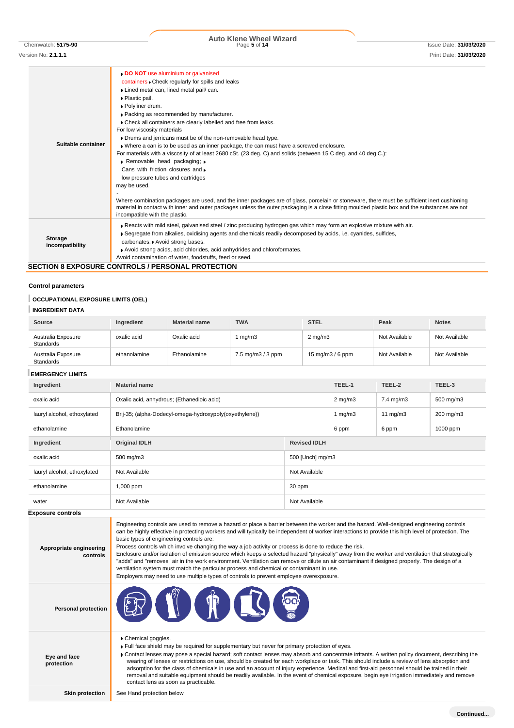| | |
|---|---|
| **Suitable container** | ▸ **DO NOT** use aluminium or galvanised containers ▸ Check regularly for spills and leaks<br>▸ Lined metal can, lined metal pail/ can.<br>▸ Plastic pail.<br>▸ Polyliner drum.<br>▸ Packing as recommended by manufacturer.<br>▸ Check all containers are clearly labelled and free from leaks.<br>For low viscosity materials<br>▸ Drums and jerricans must be of the non-removable head type.<br>▸ Where a can is to be used as an inner package, the can must have a screwed enclosure.<br>For materials with a viscosity of at least 2680 cSt. (23 deg. C) and solids (between 15 C deg. and 40 deg C.):<br>▸ Removable head packaging; ▸ Cans with friction closures and ▸ low pressure tubes and cartridges<br>may be used.<br>-<br>Where combination packages are used, and the inner packages are of glass, porcelain or stoneware, there must be sufficient inert cushioning material in contact with inner and outer packages unless the outer packaging is a close fitting moulded plastic box and the substances are not incompatible with the plastic. |
| **Storage incompatibility** | ▸ Reacts with mild steel, galvanised steel / zinc producing hydrogen gas which may form an explosive mixture with air.<br>▸ Segregate from alkalies, oxidising agents and chemicals readily decomposed by acids, i.e. cyanides, sulfides, carbonates. ▸ Avoid strong bases.<br>▸ Avoid strong acids, acid chlorides, acid anhydrides and chloroformates.<br>Avoid contamination of water, foodstuffs, feed or seed. |

## SECTION 8 EXPOSURE CONTROLS / PERSONAL PROTECTION

### Control parameters

#### OCCUPATIONAL EXPOSURE LIMITS (OEL)

#### INGREDIENT DATA

| Source | Ingredient | Material name | TWA | STEL | Peak | Notes |
|---|---|---|---|---|---|---|
| Australia Exposure Standards | oxalic acid | Oxalic acid | 1 mg/m3 | 2 mg/m3 | Not Available | Not Available |
| Australia Exposure Standards | ethanolamine | Ethanolamine | 7.5 mg/m3 / 3 ppm | 15 mg/m3 / 6 ppm | Not Available | Not Available |

#### EMERGENCY LIMITS

| Ingredient | Material name | TEEL-1 | TEEL-2 | TEEL-3 |
|---|---|---|---|---|
| oxalic acid | Oxalic acid, anhydrous; (Ethanedioic acid) | 2 mg/m3 | 7.4 mg/m3 | 500 mg/m3 |
| lauryl alcohol, ethoxylated | Brij-35; (alpha-Dodecyl-omega-hydroxypoly(oxyethylene)) | 1 mg/m3 | 11 mg/m3 | 200 mg/m3 |
| ethanolamine | Ethanolamine | 6 ppm | 6 ppm | 1000 ppm |

| Ingredient | Original IDLH | Revised IDLH |
|---|---|---|
| oxalic acid | 500 mg/m3 | 500 [Unch] mg/m3 |
| lauryl alcohol, ethoxylated | Not Available | Not Available |
| ethanolamine | 1,000 ppm | 30 ppm |
| water | Not Available | Not Available |

### Exposure controls

| | |
|---|---|
| **Appropriate engineering controls** | Engineering controls are used to remove a hazard or place a barrier between the worker and the hazard. Well-designed engineering controls can be highly effective in protecting workers and will typically be independent of worker interactions to provide this high level of protection. The basic types of engineering controls are:<br>Process controls which involve changing the way a job activity or process is done to reduce the risk.<br>Enclosure and/or isolation of emission source which keeps a selected hazard "physically" away from the worker and ventilation that strategically "adds" and "removes" air in the work environment. Ventilation can remove or dilute an air contaminant if designed properly. The design of a ventilation system must match the particular process and chemical or contaminant in use.<br>Employers may need to use multiple types of controls to prevent employee overexposure. |
| **Personal protection** | |
| **Eye and face protection** | ▸ Chemical goggles.<br>▸ Full face shield may be required for supplementary but never for primary protection of eyes.<br>▸ Contact lenses may pose a special hazard; soft contact lenses may absorb and concentrate irritants. A written policy document, describing the wearing of lenses or restrictions on use, should be created for each workplace or task. This should include a review of lens absorption and adsorption for the class of chemicals in use and an account of injury experience. Medical and first-aid personnel should be trained in their removal and suitable equipment should be readily available. In the event of chemical exposure, begin eye irrigation immediately and remove contact lens as soon as practicable. |
| **Skin protection** | See Hand protection below |

Continued...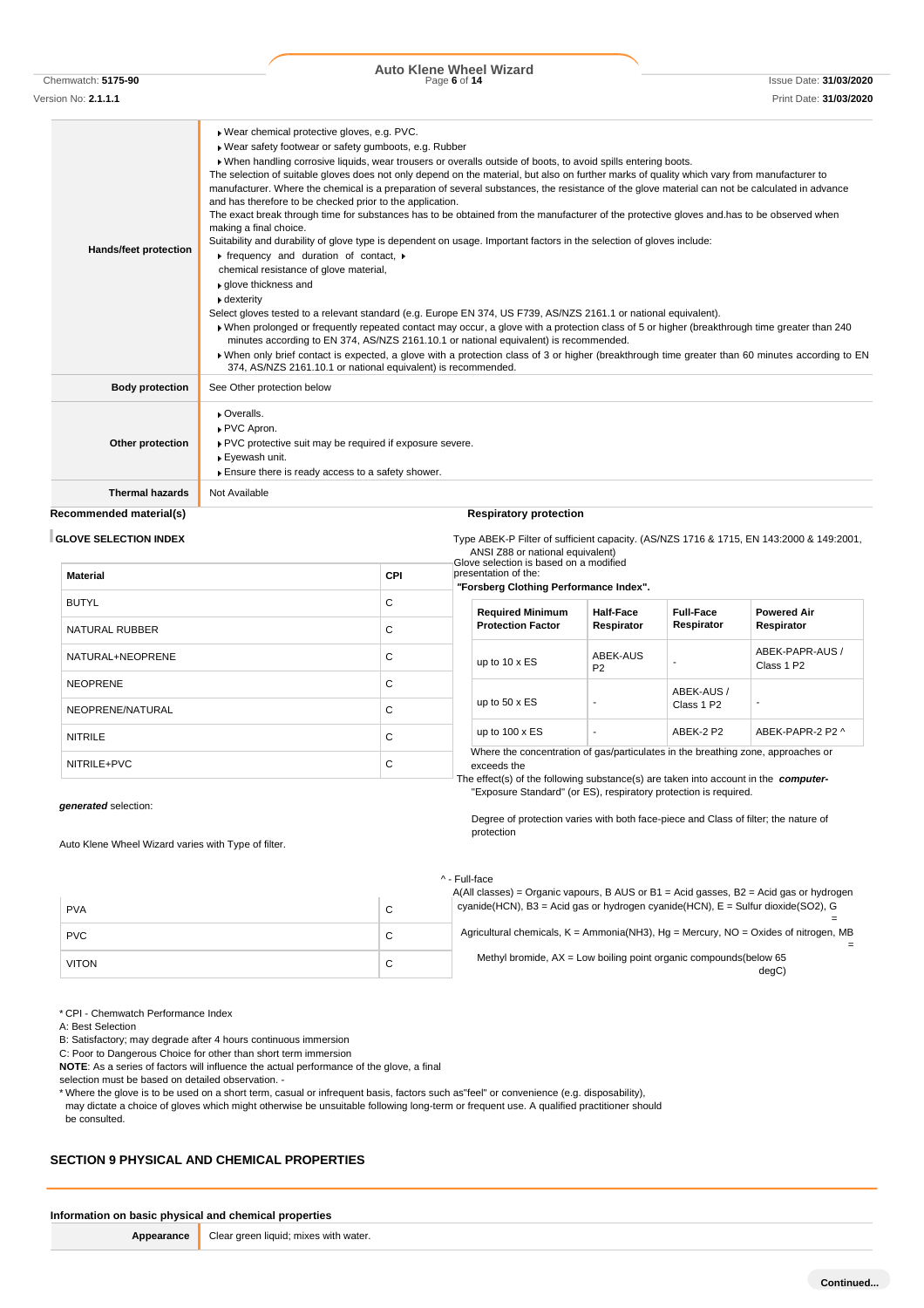| | |
|---|---|
| **Hands/feet protection** | ▸Wear chemical protective gloves, e.g. PVC.<br>▸Wear safety footwear or safety gumboots, e.g. Rubber<br>▸When handling corrosive liquids, wear trousers or overalls outside of boots, to avoid spills entering boots.<br>The selection of suitable gloves does not only depend on the material, but also on further marks of quality which vary from manufacturer to manufacturer. Where the chemical is a preparation of several substances, the resistance of the glove material can not be calculated in advance and has therefore to be checked prior to the application.<br>The exact break through time for substances has to be obtained from the manufacturer of the protective gloves and.has to be observed when making a final choice.<br>Suitability and durability of glove type is dependent on usage. Important factors in the selection of gloves include:<br>▸ frequency and duration of contact, ▸ chemical resistance of glove material,<br>▸glove thickness and<br>▸dexterity<br>Select gloves tested to a relevant standard (e.g. Europe EN 374, US F739, AS/NZS 2161.1 or national equivalent).<br>▸When prolonged or frequently repeated contact may occur, a glove with a protection class of 5 or higher (breakthrough time greater than 240 minutes according to EN 374, AS/NZS 2161.10.1 or national equivalent) is recommended.<br>▸When only brief contact is expected, a glove with a protection class of 3 or higher (breakthrough time greater than 60 minutes according to EN 374, AS/NZS 2161.10.1 or national equivalent) is recommended. |
| **Body protection** | See Other protection below |
| **Other protection** | ▸Overalls.<br>▸PVC Apron.<br>▸PVC protective suit may be required if exposure severe.<br>▸Eyewash unit.<br>▸Ensure there is ready access to a safety shower. |
| **Thermal hazards** | Not Available |

**Recommended material(s)**

**GLOVE SELECTION INDEX**

Glove selection is based on a modified presentation of the:

*"Forsberg Clothing Performance Index".*

The effect(s) of the following substance(s) are taken into account in the ***computer-generated*** selection:

Auto Klene Wheel Wizard

| Material | CPI |
|---|---|
| BUTYL | C |
| NATURAL RUBBER | C |
| NATURAL+NEOPRENE | C |
| NEOPRENE | C |
| NEOPRENE/NATURAL | C |
| NITRILE | C |
| NITRILE+PVC | C |
| PVA | C |
| PVC | C |
| VITON | C |

\* CPI - Chemwatch Performance Index

A: Best Selection

B: Satisfactory; may degrade after 4 hours continuous immersion

C: Poor to Dangerous Choice for other than short term immersion

**NOTE**: As a series of factors will influence the actual performance of the glove, a final selection must be based on detailed observation. -

\* Where the glove is to be used on a short term, casual or infrequent basis, factors such as"feel" or convenience (e.g. disposability), may dictate a choice of gloves which might otherwise be unsuitable following long-term or frequent use. A qualified practitioner should be consulted.

**Respiratory protection**

Type ABEK-P Filter of sufficient capacity. (AS/NZS 1716 & 1715, EN 143:2000 & 149:2001, ANSI Z88 or national equivalent)

Where the concentration of gas/particulates in the breathing zone, approaches or exceeds the "Exposure Standard" (or ES), respiratory protection is required.

Degree of protection varies with both face-piece and Class of filter; the nature of protection varies with Type of filter.

| Required Minimum Protection Factor | Half-Face Respirator | Full-Face Respirator | Powered Air Respirator |
|---|---|---|---|
| up to 10 x ES | ABEK-AUS P2 | - | ABEK-PAPR-AUS / Class 1 P2 |
| up to 50 x ES | - | ABEK-AUS / Class 1 P2 | - |
| up to 100 x ES | - | ABEK-2 P2 | ABEK-PAPR-2 P2 ^ |

^ - Full-face

A(All classes) = Organic vapours, B AUS or B1 = Acid gasses, B2 = Acid gas or hydrogen cyanide(HCN), B3 = Acid gas or hydrogen cyanide(HCN), E = Sulfur dioxide(SO2), G = Agricultural chemicals, K = Ammonia(NH3), Hg = Mercury, NO = Oxides of nitrogen, MB = Methyl bromide, AX = Low boiling point organic compounds(below 65 degC)

## SECTION 9 PHYSICAL AND CHEMICAL PROPERTIES

**Information on basic physical and chemical properties**

| | |
|---|---|
| **Appearance** | Clear green liquid; mixes with water. |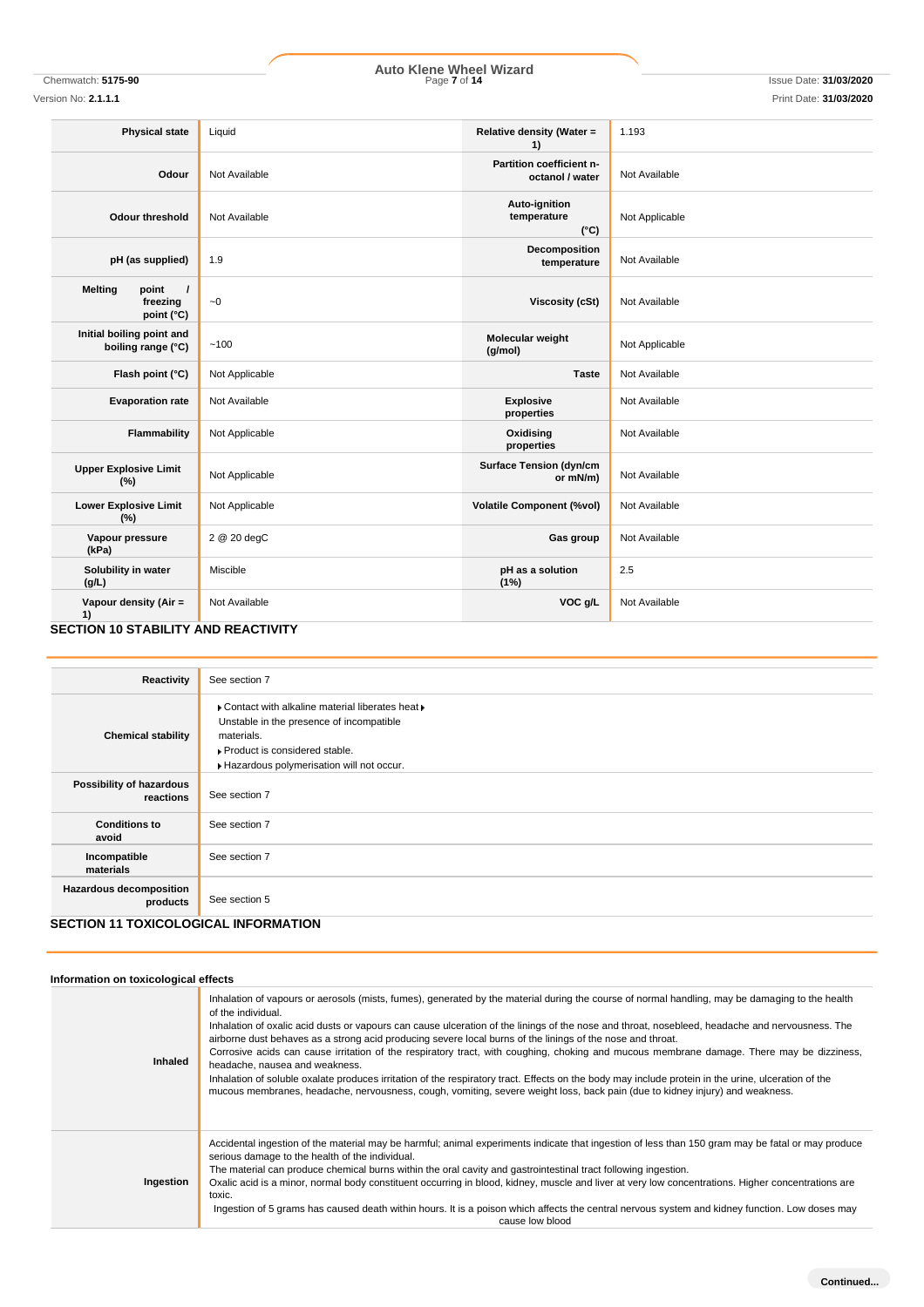| Physical state | Liquid | Relative density (Water = 1) | 1.193 |
|---|---|---|---|
| Odour | Not Available | Partition coefficient n-octanol / water | Not Available |
| Odour threshold | Not Available | Auto-ignition temperature (°C) | Not Applicable |
| pH (as supplied) | 1.9 | Decomposition temperature | Not Available |
| Melting point / freezing point (°C) | ~0 | Viscosity (cSt) | Not Available |
| Initial boiling point and boiling range (°C) | ~100 | Molecular weight (g/mol) | Not Applicable |
| Flash point (°C) | Not Applicable | Taste | Not Available |
| Evaporation rate | Not Available | Explosive properties | Not Available |
| Flammability | Not Applicable | Oxidising properties | Not Available |
| Upper Explosive Limit (%) | Not Applicable | Surface Tension (dyn/cm or mN/m) | Not Available |
| Lower Explosive Limit (%) | Not Applicable | Volatile Component (%vol) | Not Available |
| Vapour pressure (kPa) | 2 @ 20 degC | Gas group | Not Available |
| Solubility in water (g/L) | Miscible | pH as a solution (1%) | 2.5 |
| Vapour density (Air = 1) | Not Available | VOC g/L | Not Available |

## SECTION 10 STABILITY AND REACTIVITY

| Reactivity | See section 7 |
|---|---|
| Chemical stability | ▸ Contact with alkaline material liberates heat ▸ Unstable in the presence of incompatible materials.<br>▸ Product is considered stable.<br>▸ Hazardous polymerisation will not occur. |
| Possibility of hazardous reactions | See section 7 |
| Conditions to avoid | See section 7 |
| Incompatible materials | See section 7 |
| Hazardous decomposition products | See section 5 |

## SECTION 11 TOXICOLOGICAL INFORMATION

**Information on toxicological effects**

| | |
|---|---|
| Inhaled | Inhalation of vapours or aerosols (mists, fumes), generated by the material during the course of normal handling, may be damaging to the health of the individual.<br>Inhalation of oxalic acid dusts or vapours can cause ulceration of the linings of the nose and throat, nosebleed, headache and nervousness. The airborne dust behaves as a strong acid producing severe local burns of the linings of the nose and throat.<br>Corrosive acids can cause irritation of the respiratory tract, with coughing, choking and mucous membrane damage. There may be dizziness, headache, nausea and weakness.<br>Inhalation of soluble oxalate produces irritation of the respiratory tract. Effects on the body may include protein in the urine, ulceration of the mucous membranes, headache, nervousness, cough, vomiting, severe weight loss, back pain (due to kidney injury) and weakness. |
| Ingestion | Accidental ingestion of the material may be harmful; animal experiments indicate that ingestion of less than 150 gram may be fatal or may produce serious damage to the health of the individual.<br>The material can produce chemical burns within the oral cavity and gastrointestinal tract following ingestion.<br>Oxalic acid is a minor, normal body constituent occurring in blood, kidney, muscle and liver at very low concentrations. Higher concentrations are toxic.<br>Ingestion of 5 grams has caused death within hours. It is a poison which affects the central nervous system and kidney function. Low doses may cause low blood |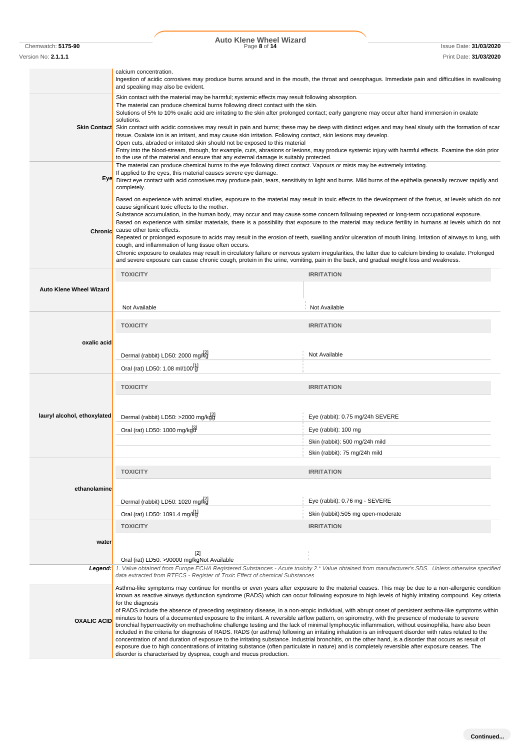| | |
|---|---|
| | calcium concentration.<br>Ingestion of acidic corrosives may produce burns around and in the mouth, the throat and oesophagus. Immediate pain and difficulties in swallowing and speaking may also be evident. |
| **Skin Contact** | Skin contact with the material may be harmful; systemic effects may result following absorption.<br>The material can produce chemical burns following direct contact with the skin.<br>Solutions of 5% to 10% oxalic acid are irritating to the skin after prolonged contact; early gangrene may occur after hand immersion in oxalate solutions.<br>Skin contact with acidic corrosives may result in pain and burns; these may be deep with distinct edges and may heal slowly with the formation of scar tissue. Oxalate ion is an irritant, and may cause skin irritation. Following contact, skin lesions may develop.<br>Open cuts, abraded or irritated skin should not be exposed to this material<br>Entry into the blood-stream, through, for example, cuts, abrasions or lesions, may produce systemic injury with harmful effects. Examine the skin prior to the use of the material and ensure that any external damage is suitably protected. |
| **Eye** | The material can produce chemical burns to the eye following direct contact. Vapours or mists may be extremely irritating.<br>If applied to the eyes, this material causes severe eye damage.<br>Direct eye contact with acid corrosives may produce pain, tears, sensitivity to light and burns. Mild burns of the epithelia generally recover rapidly and completely. |
| **Chronic** | Based on experience with animal studies, exposure to the material may result in toxic effects to the development of the foetus, at levels which do not cause significant toxic effects to the mother.<br>Substance accumulation, in the human body, may occur and may cause some concern following repeated or long-term occupational exposure.<br>Based on experience with similar materials, there is a possibility that exposure to the material may reduce fertility in humans at levels which do not cause other toxic effects.<br>Repeated or prolonged exposure to acids may result in the erosion of teeth, swelling and/or ulceration of mouth lining. Irritation of airways to lung, with cough, and inflammation of lung tissue often occurs.<br>Chronic exposure to oxalates may result in circulatory failure or nervous system irregularities, the latter due to calcium binding to oxalate. Prolonged and severe exposure can cause chronic cough, protein in the urine, vomiting, pain in the back, and gradual weight loss and weakness. |

| | TOXICITY | IRRITATION |
|---|---|---|
| **Auto Klene Wheel Wizard** | Not Available | Not Available |

| | TOXICITY | IRRITATION |
|---|---|---|
| **oxalic acid** | Dermal (rabbit) LD50: 2000 mg/kg[2] | Not Available |
| | Oral (rat) LD50: 1.08 ml/100 g[1] | |

| | TOXICITY | IRRITATION |
|---|---|---|
| **lauryl alcohol, ethoxylated** | Dermal (rabbit) LD50: >2000 mg/kg[2] | Eye (rabbit): 0.75 mg/24h SEVERE |
| | Oral (rat) LD50: 1000 mg/kg[2] | Eye (rabbit): 100 mg |
| | | Skin (rabbit): 500 mg/24h mild |
| | | Skin (rabbit): 75 mg/24h mild |

| | TOXICITY | IRRITATION |
|---|---|---|
| **ethanolamine** | Dermal (rabbit) LD50: 1020 mg/kg[2] | Eye (rabbit): 0.76 mg - SEVERE |
| | Oral (rat) LD50: 1091.4 mg/kg[1] | Skin (rabbit):505 mg open-moderate |

| | TOXICITY | IRRITATION |
|---|---|---|
| **water** | Oral (rat) LD50: >90000 mg/kg[2] | Not Available |

| | |
|---|---|
| **Legend:** | *1. Value obtained from Europe ECHA Registered Substances - Acute toxicity 2.\* Value obtained from manufacturer's SDS. Unless otherwise specified data extracted from RTECS - Register of Toxic Effect of chemical Substances* |

| | |
|---|---|
| **OXALIC ACID** | Asthma-like symptoms may continue for months or even years after exposure to the material ceases. This may be due to a non-allergenic condition known as reactive airways dysfunction syndrome (RADS) which can occur following exposure to high levels of highly irritating compound. Key criteria for the diagnosis<br>of RADS include the absence of preceding respiratory disease, in a non-atopic individual, with abrupt onset of persistent asthma-like symptoms within minutes to hours of a documented exposure to the irritant. A reversible airflow pattern, on spirometry, with the presence of moderate to severe bronchial hyperreactivity on methacholine challenge testing and the lack of minimal lymphocytic inflammation, without eosinophilia, have also been included in the criteria for diagnosis of RADS. RADS (or asthma) following an irritating inhalation is an infrequent disorder with rates related to the concentration of and duration of exposure to the irritating substance. Industrial bronchitis, on the other hand, is a disorder that occurs as result of exposure due to high concentrations of irritating substance (often particulate in nature) and is completely reversible after exposure ceases. The disorder is characterised by dyspnea, cough and mucus production. |

**Continued...**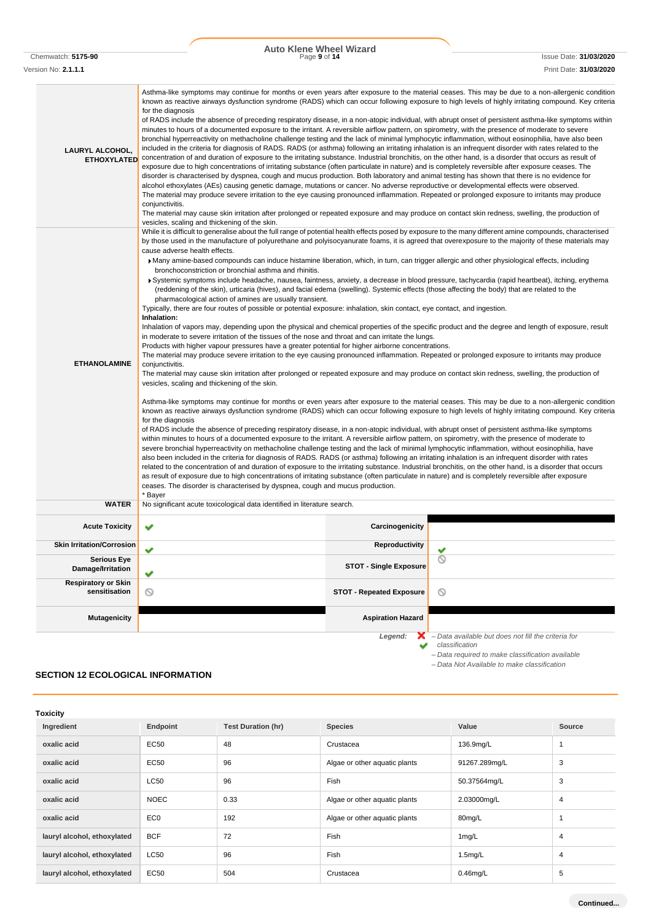| | |
|---|---|
| **LAURYL ALCOHOL, ETHOXYLATED** | Asthma-like symptoms may continue for months or even years after exposure to the material ceases. This may be due to a non-allergenic condition known as reactive airways dysfunction syndrome (RADS) which can occur following exposure to high levels of highly irritating compound. Key criteria for the diagnosis of RADS include the absence of preceding respiratory disease, in a non-atopic individual, with abrupt onset of persistent asthma-like symptoms within minutes to hours of a documented exposure to the irritant. A reversible airflow pattern, on spirometry, with the presence of moderate to severe bronchial hyperreactivity on methacholine challenge testing and the lack of minimal lymphocytic inflammation, without eosinophilia, have also been included in the criteria for diagnosis of RADS. RADS (or asthma) following an irritating inhalation is an infrequent disorder with rates related to the concentration of and duration of exposure to the irritating substance. Industrial bronchitis, on the other hand, is a disorder that occurs as result of exposure due to high concentrations of irritating substance (often particulate in nature) and is completely reversible after exposure ceases. The disorder is characterised by dyspnea, cough and mucus production. Both laboratory and animal testing has shown that there is no evidence for alcohol ethoxylates (AEs) causing genetic damage, mutations or cancer. No adverse reproductive or developmental effects were observed.<br>The material may produce severe irritation to the eye causing pronounced inflammation. Repeated or prolonged exposure to irritants may produce conjunctivitis.<br>The material may cause skin irritation after prolonged or repeated exposure and may produce on contact skin redness, swelling, the production of vesicles, scaling and thickening of the skin. |
| **ETHANOLAMINE** | While it is difficult to generalise about the full range of potential health effects posed by exposure to the many different amine compounds, characterised by those used in the manufacture of polyurethane and polyisocyanurate foams, it is agreed that overexposure to the majority of these materials may cause adverse health effects.<br>▸ Many amine-based compounds can induce histamine liberation, which, in turn, can trigger allergic and other physiological effects, including bronchoconstriction or bronchial asthma and rhinitis.<br>▸ Systemic symptoms include headache, nausea, faintness, anxiety, a decrease in blood pressure, tachycardia (rapid heartbeat), itching, erythema (reddening of the skin), urticaria (hives), and facial edema (swelling). Systemic effects (those affecting the body) that are related to the pharmacological action of amines are usually transient.<br>Typically, there are four routes of possible or potential exposure: inhalation, skin contact, eye contact, and ingestion.<br>**Inhalation:**<br>Inhalation of vapors may, depending upon the physical and chemical properties of the specific product and the degree and length of exposure, result in moderate to severe irritation of the tissues of the nose and throat and can irritate the lungs.<br>Products with higher vapour pressures have a greater potential for higher airborne concentrations.<br>The material may produce severe irritation to the eye causing pronounced inflammation. Repeated or prolonged exposure to irritants may produce conjunctivitis.<br>The material may cause skin irritation after prolonged or repeated exposure and may produce on contact skin redness, swelling, the production of vesicles, scaling and thickening of the skin.<br><br>Asthma-like symptoms may continue for months or even years after exposure to the material ceases. This may be due to a non-allergenic condition known as reactive airways dysfunction syndrome (RADS) which can occur following exposure to high levels of highly irritating compound. Key criteria for the diagnosis of RADS include the absence of preceding respiratory disease, in a non-atopic individual, with abrupt onset of persistent asthma-like symptoms within minutes to hours of a documented exposure to the irritant. A reversible airflow pattern, on spirometry, with the presence of moderate to severe bronchial hyperreactivity on methacholine challenge testing and the lack of minimal lymphocytic inflammation, without eosinophilia, have also been included in the criteria for diagnosis of RADS. RADS (or asthma) following an irritating inhalation is an infrequent disorder with rates related to the concentration of and duration of exposure to the irritating substance. Industrial bronchitis, on the other hand, is a disorder that occurs as result of exposure due to high concentrations of irritating substance (often particulate in nature) and is completely reversible after exposure ceases. The disorder is characterised by dyspnea, cough and mucus production.<br>* Bayer |
| **WATER** | No significant acute toxicological data identified in literature search. |

| | | | |
|---|---|---|---|
| **Acute Toxicity** | ✔ | **Carcinogenicity** | ■ |
| **Skin Irritation/Corrosion** | ✔ | **Reproductivity** | ✔ |
| **Serious Eye Damage/Irritation** | ✔ | **STOT - Single Exposure** | ⦸ |
| **Respiratory or Skin sensitisation** | ⦸ | **STOT - Repeated Exposure** | ⦸ |
| **Mutagenicity** | ■ | **Aspiration Hazard** | ■ |

*Legend:*
✘ – Data available but does not fill the criteria for classification
✔ – Data required to make classification available
⦸ – Data Not Available to make classification

## SECTION 12 ECOLOGICAL INFORMATION

**Toxicity**

| Ingredient | Endpoint | Test Duration (hr) | Species | Value | Source |
|---|---|---|---|---|---|
| oxalic acid | EC50 | 48 | Crustacea | 136.9mg/L | 1 |
| oxalic acid | EC50 | 96 | Algae or other aquatic plants | 91267.289mg/L | 3 |
| oxalic acid | LC50 | 96 | Fish | 50.37564mg/L | 3 |
| oxalic acid | NOEC | 0.33 | Algae or other aquatic plants | 2.03000mg/L | 4 |
| oxalic acid | EC0 | 192 | Algae or other aquatic plants | 80mg/L | 1 |
| lauryl alcohol, ethoxylated | BCF | 72 | Fish | 1mg/L | 4 |
| lauryl alcohol, ethoxylated | LC50 | 96 | Fish | 1.5mg/L | 4 |
| lauryl alcohol, ethoxylated | EC50 | 504 | Crustacea | 0.46mg/L | 5 |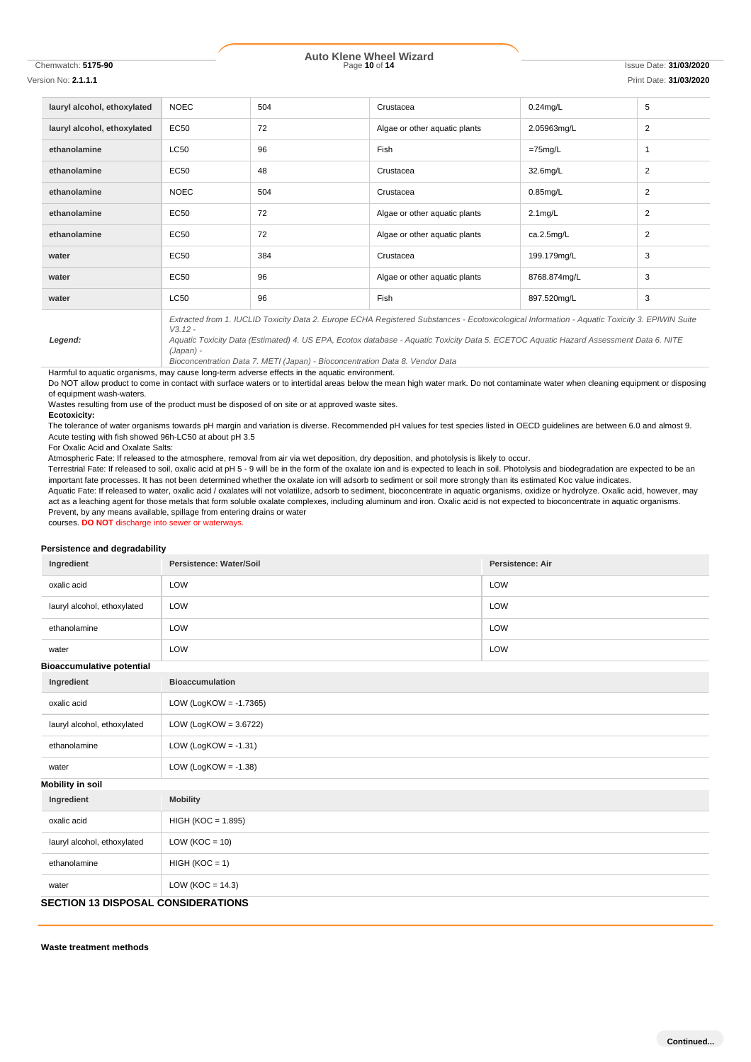| | | | | | |
|---|---|---|---|---|---|
| **lauryl alcohol, ethoxylated** | NOEC | 504 | Crustacea | 0.24mg/L | 5 |
| **lauryl alcohol, ethoxylated** | EC50 | 72 | Algae or other aquatic plants | 2.05963mg/L | 2 |
| **ethanolamine** | LC50 | 96 | Fish | =75mg/L | 1 |
| **ethanolamine** | EC50 | 48 | Crustacea | 32.6mg/L | 2 |
| **ethanolamine** | NOEC | 504 | Crustacea | 0.85mg/L | 2 |
| **ethanolamine** | EC50 | 72 | Algae or other aquatic plants | 2.1mg/L | 2 |
| **ethanolamine** | EC50 | 72 | Algae or other aquatic plants | ca.2.5mg/L | 2 |
| **water** | EC50 | 384 | Crustacea | 199.179mg/L | 3 |
| **water** | EC50 | 96 | Algae or other aquatic plants | 8768.874mg/L | 3 |
| **water** | LC50 | 96 | Fish | 897.520mg/L | 3 |
| ***Legend:*** | *Extracted from 1. IUCLID Toxicity Data 2. Europe ECHA Registered Substances - Ecotoxicological Information - Aquatic Toxicity 3. EPIWIN Suite V3.12 - Aquatic Toxicity Data (Estimated) 4. US EPA, Ecotox database - Aquatic Toxicity Data 5. ECETOC Aquatic Hazard Assessment Data 6. NITE (Japan) - Bioconcentration Data 7. METI (Japan) - Bioconcentration Data 8. Vendor Data* | | | | |

Harmful to aquatic organisms, may cause long-term adverse effects in the aquatic environment.
Do NOT allow product to come in contact with surface waters or to intertidal areas below the mean high water mark. Do not contaminate water when cleaning equipment or disposing of equipment wash-waters.
Wastes resulting from use of the product must be disposed of on site or at approved waste sites.
**Ecotoxicity:**
The tolerance of water organisms towards pH margin and variation is diverse. Recommended pH values for test species listed in OECD guidelines are between 6.0 and almost 9.
Acute testing with fish showed 96h-LC50 at about pH 3.5
For Oxalic Acid and Oxalate Salts:
Atmospheric Fate: If released to the atmosphere, removal from air via wet deposition, dry deposition, and photolysis is likely to occur.
Terrestrial Fate: If released to soil, oxalic acid at pH 5 - 9 will be in the form of the oxalate ion and is expected to leach in soil. Photolysis and biodegradation are expected to be an important fate processes. It has not been determined whether the oxalate ion will adsorb to sediment or soil more strongly than its estimated Koc value indicates.
Aquatic Fate: If released to water, oxalic acid / oxalates will not volatilize, adsorb to sediment, bioconcentrate in aquatic organisms, oxidize or hydrolyze. Oxalic acid, however, may act as a leaching agent for those metals that form soluble oxalate complexes, including aluminum and iron. Oxalic acid is not expected to bioconcentrate in aquatic organisms.
Prevent, by any means available, spillage from entering drains or water
courses. **DO NOT** discharge into sewer or waterways.

### Persistence and degradability

| Ingredient | Persistence: Water/Soil | Persistence: Air |
|---|---|---|
| oxalic acid | LOW | LOW |
| lauryl alcohol, ethoxylated | LOW | LOW |
| ethanolamine | LOW | LOW |
| water | LOW | LOW |

### Bioaccumulative potential

| Ingredient | Bioaccumulation |
|---|---|
| oxalic acid | LOW (LogKOW = -1.7365) |
| lauryl alcohol, ethoxylated | LOW (LogKOW = 3.6722) |
| ethanolamine | LOW (LogKOW = -1.31) |
| water | LOW (LogKOW = -1.38) |

### Mobility in soil

| Ingredient | Mobility |
|---|---|
| oxalic acid | HIGH (KOC = 1.895) |
| lauryl alcohol, ethoxylated | LOW (KOC = 10) |
| ethanolamine | HIGH (KOC = 1) |
| water | LOW (KOC = 14.3) |

## SECTION 13 DISPOSAL CONSIDERATIONS

### Waste treatment methods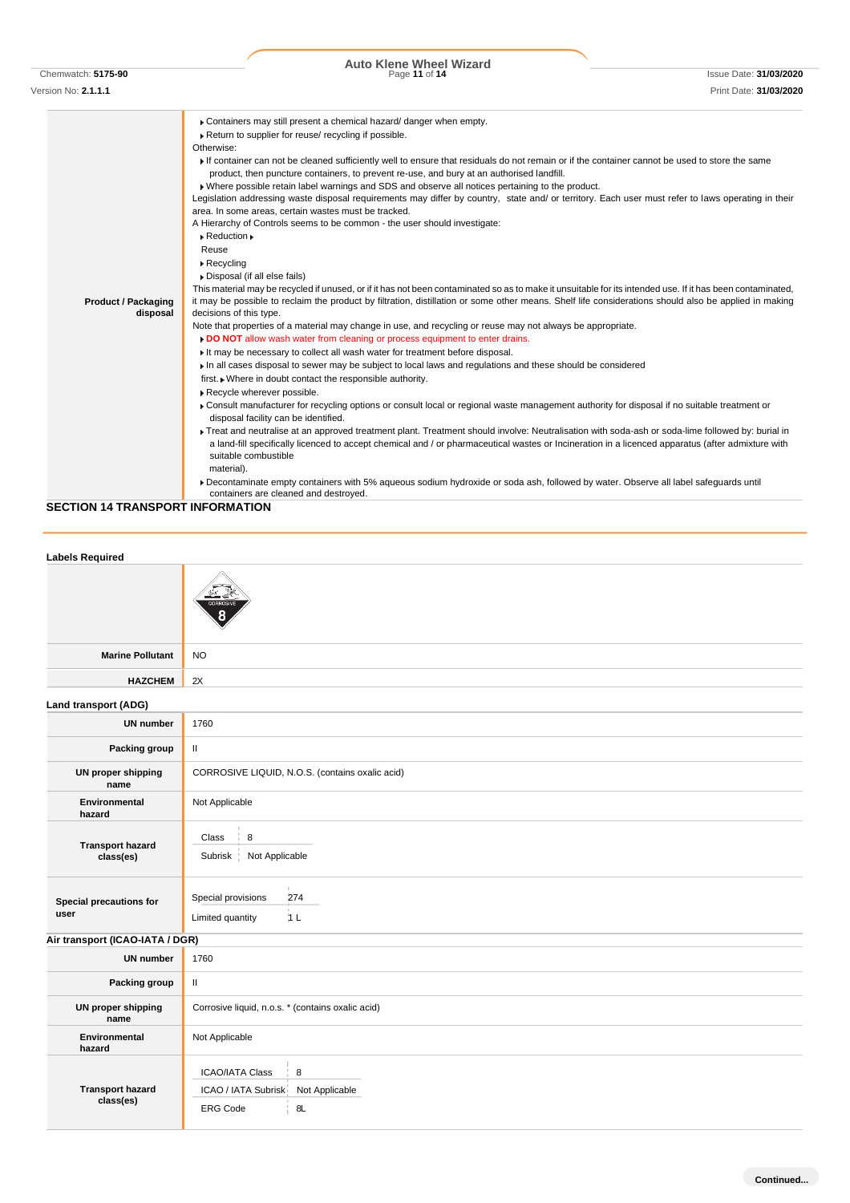| | |
|---|---|
| **Product / Packaging disposal** | Containers may still present a chemical hazard/ danger when empty.<br>Return to supplier for reuse/ recycling if possible.<br>Otherwise:<br>If container can not be cleaned sufficiently well to ensure that residuals do not remain or if the container cannot be used to store the same product, then puncture containers, to prevent re-use, and bury at an authorised landfill.<br>Where possible retain label warnings and SDS and observe all notices pertaining to the product.<br>Legislation addressing waste disposal requirements may differ by country, state and/ or territory. Each user must refer to laws operating in their area. In some areas, certain wastes must be tracked.<br>A Hierarchy of Controls seems to be common - the user should investigate:<br>Reduction<br>Reuse<br>Recycling<br>Disposal (if all else fails)<br>This material may be recycled if unused, or if it has not been contaminated so as to make it unsuitable for its intended use. If it has been contaminated, it may be possible to reclaim the product by filtration, distillation or some other means. Shelf life considerations should also be applied in making decisions of this type.<br>Note that properties of a material may change in use, and recycling or reuse may not always be appropriate.<br>**DO NOT** allow wash water from cleaning or process equipment to enter drains.<br>It may be necessary to collect all wash water for treatment before disposal.<br>In all cases disposal to sewer may be subject to local laws and regulations and these should be considered first.<br>Where in doubt contact the responsible authority.<br>Recycle wherever possible.<br>Consult manufacturer for recycling options or consult local or regional waste management authority for disposal if no suitable treatment or disposal facility can be identified.<br>Treat and neutralise at an approved treatment plant. Treatment should involve: Neutralisation with soda-ash or soda-lime followed by: burial in a land-fill specifically licenced to accept chemical and / or pharmaceutical wastes or Incineration in a licenced apparatus (after admixture with suitable combustible material).<br>Decontaminate empty containers with 5% aqueous sodium hydroxide or soda ash, followed by water. Observe all label safeguards until containers are cleaned and destroyed. |

## SECTION 14 TRANSPORT INFORMATION

### Labels Required

| | |
|---|---|
| | CORROSIVE 8 |
| **Marine Pollutant** | NO |
| **HAZCHEM** | 2X |

### Land transport (ADG)

| | |
|---|---|
| **UN number** | 1760 |
| **Packing group** | II |
| **UN proper shipping name** | CORROSIVE LIQUID, N.O.S. (contains oxalic acid) |
| **Environmental hazard** | Not Applicable |
| **Transport hazard class(es)** | Class: 8<br>Subrisk: Not Applicable |
| **Special precautions for user** | Special provisions: 274<br>Limited quantity: 1 L |

### Air transport (ICAO-IATA / DGR)

| | |
|---|---|
| **UN number** | 1760 |
| **Packing group** | II |
| **UN proper shipping name** | Corrosive liquid, n.o.s. * (contains oxalic acid) |
| **Environmental hazard** | Not Applicable |
| **Transport hazard class(es)** | ICAO/IATA Class: 8<br>ICAO / IATA Subrisk: Not Applicable<br>ERG Code: 8L |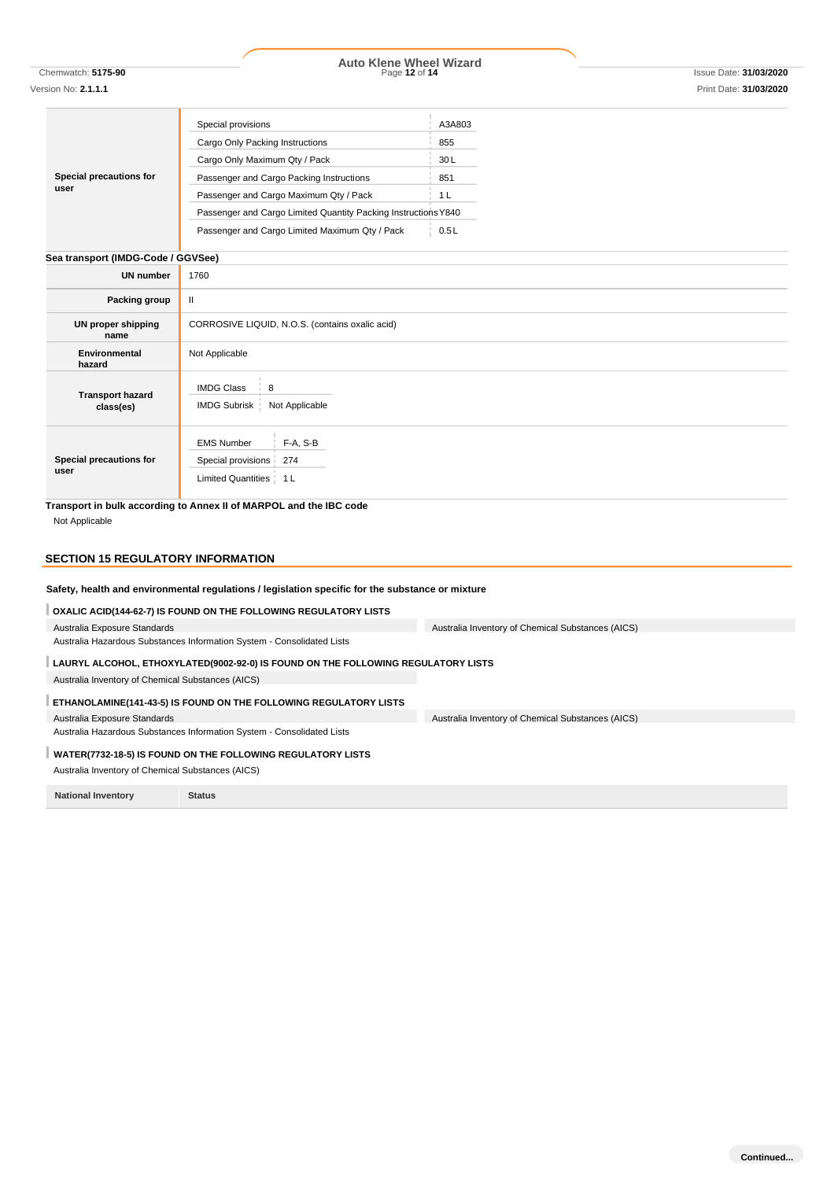| | |
|---|---|
| Special precautions for user | Special provisions: A3A803<br>Cargo Only Packing Instructions: 855<br>Cargo Only Maximum Qty / Pack: 30 L<br>Passenger and Cargo Packing Instructions: 851<br>Passenger and Cargo Maximum Qty / Pack: 1 L<br>Passenger and Cargo Limited Quantity Packing Instructions: Y840<br>Passenger and Cargo Limited Maximum Qty / Pack: 0.5 L |

**Sea transport (IMDG-Code / GGVSee)**

| | |
|---|---|
| UN number | 1760 |
| Packing group | II |
| UN proper shipping name | CORROSIVE LIQUID, N.O.S. (contains oxalic acid) |
| Environmental hazard | Not Applicable |
| Transport hazard class(es) | IMDG Class: 8<br>IMDG Subrisk: Not Applicable |
| Special precautions for user | EMS Number: F-A, S-B<br>Special provisions: 274<br>Limited Quantities: 1 L |

**Transport in bulk according to Annex II of MARPOL and the IBC code**

Not Applicable

## SECTION 15 REGULATORY INFORMATION

**Safety, health and environmental regulations / legislation specific for the substance or mixture**

**OXALIC ACID(144-62-7) IS FOUND ON THE FOLLOWING REGULATORY LISTS**

Australia Exposure Standards

Australia Hazardous Substances Information System - Consolidated Lists

Australia Inventory of Chemical Substances (AICS)

**LAURYL ALCOHOL, ETHOXYLATED(9002-92-0) IS FOUND ON THE FOLLOWING REGULATORY LISTS**

Australia Inventory of Chemical Substances (AICS)

**ETHANOLAMINE(141-43-5) IS FOUND ON THE FOLLOWING REGULATORY LISTS**

Australia Exposure Standards

Australia Hazardous Substances Information System - Consolidated Lists

Australia Inventory of Chemical Substances (AICS)

**WATER(7732-18-5) IS FOUND ON THE FOLLOWING REGULATORY LISTS**

Australia Inventory of Chemical Substances (AICS)

| National Inventory | Status |
|---|---|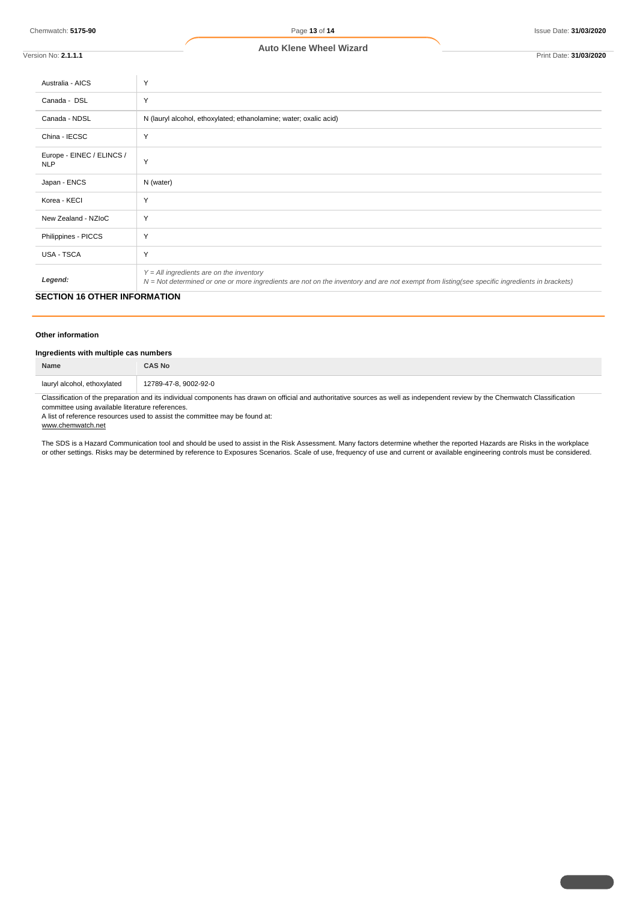| | |
|---|---|
| Australia - AICS | Y |
| Canada - DSL | Y |
| Canada - NDSL | N (lauryl alcohol, ethoxylated; ethanolamine; water; oxalic acid) |
| China - IECSC | Y |
| Europe - EINEC / ELINCS / NLP | Y |
| Japan - ENCS | N (water) |
| Korea - KECI | Y |
| New Zealand - NZIoC | Y |
| Philippines - PICCS | Y |
| USA - TSCA | Y |
| ***Legend:*** | *Y = All ingredients are on the inventory*<br>*N = Not determined or one or more ingredients are not on the inventory and are not exempt from listing(see specific ingredients in brackets)* |

## SECTION 16 OTHER INFORMATION

### Other information

### Ingredients with multiple cas numbers

| Name | CAS No |
|---|---|
| lauryl alcohol, ethoxylated | 12789-47-8, 9002-92-0 |

Classification of the preparation and its individual components has drawn on official and authoritative sources as well as independent review by the Chemwatch Classification committee using available literature references.
A list of reference resources used to assist the committee may be found at:
www.chemwatch.net

The SDS is a Hazard Communication tool and should be used to assist in the Risk Assessment. Many factors determine whether the reported Hazards are Risks in the workplace or other settings. Risks may be determined by reference to Exposures Scenarios. Scale of use, frequency of use and current or available engineering controls must be considered.